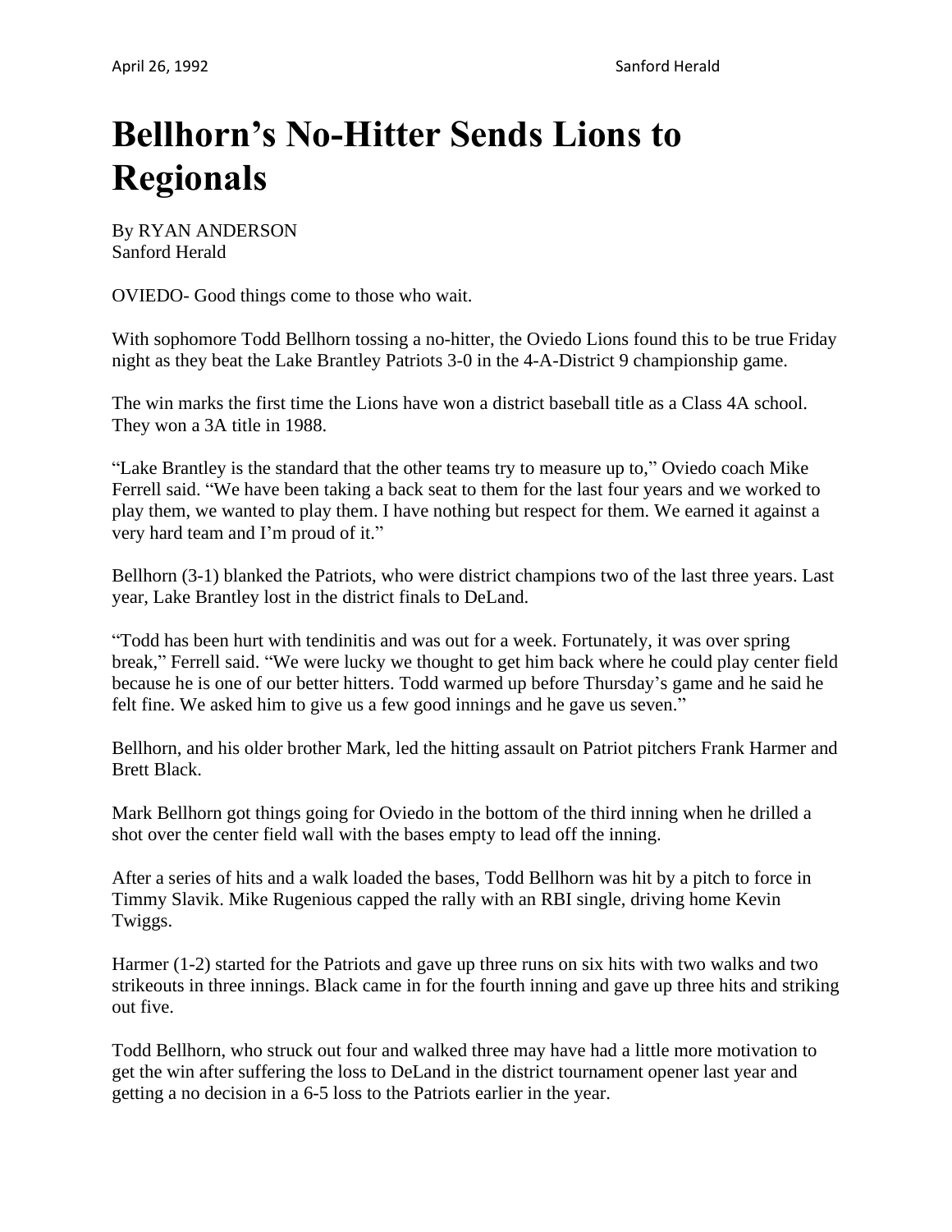# Bellhorn's No-Hitter Sends Lions to Regionals

By RYAN ANDERSON
Sanford Herald

OVIEDO- Good things come to those who wait.

With sophomore Todd Bellhorn tossing a no-hitter, the Oviedo Lions found this to be true Friday night as they beat the Lake Brantley Patriots 3-0 in the 4-A-District 9 championship game.

The win marks the first time the Lions have won a district baseball title as a Class 4A school. They won a 3A title in 1988.

"Lake Brantley is the standard that the other teams try to measure up to," Oviedo coach Mike Ferrell said. "We have been taking a back seat to them for the last four years and we worked to play them, we wanted to play them. I have nothing but respect for them. We earned it against a very hard team and I'm proud of it."

Bellhorn (3-1) blanked the Patriots, who were district champions two of the last three years. Last year, Lake Brantley lost in the district finals to DeLand.

"Todd has been hurt with tendinitis and was out for a week. Fortunately, it was over spring break," Ferrell said. "We were lucky we thought to get him back where he could play center field because he is one of our better hitters. Todd warmed up before Thursday's game and he said he felt fine. We asked him to give us a few good innings and he gave us seven."

Bellhorn, and his older brother Mark, led the hitting assault on Patriot pitchers Frank Harmer and Brett Black.

Mark Bellhorn got things going for Oviedo in the bottom of the third inning when he drilled a shot over the center field wall with the bases empty to lead off the inning.

After a series of hits and a walk loaded the bases, Todd Bellhorn was hit by a pitch to force in Timmy Slavik. Mike Rugenious capped the rally with an RBI single, driving home Kevin Twiggs.

Harmer (1-2) started for the Patriots and gave up three runs on six hits with two walks and two strikeouts in three innings. Black came in for the fourth inning and gave up three hits and striking out five.

Todd Bellhorn, who struck out four and walked three may have had a little more motivation to get the win after suffering the loss to DeLand in the district tournament opener last year and getting a no decision in a 6-5 loss to the Patriots earlier in the year.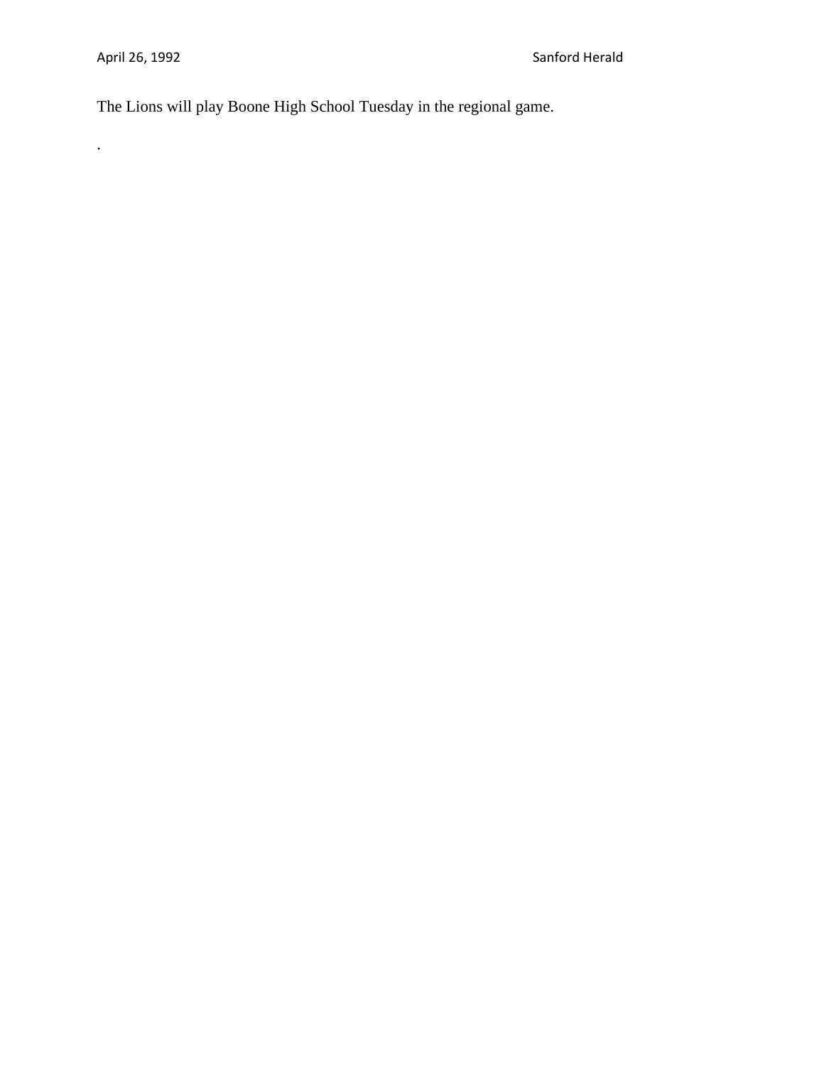The Lions will play Boone High School Tuesday in the regional game.

.